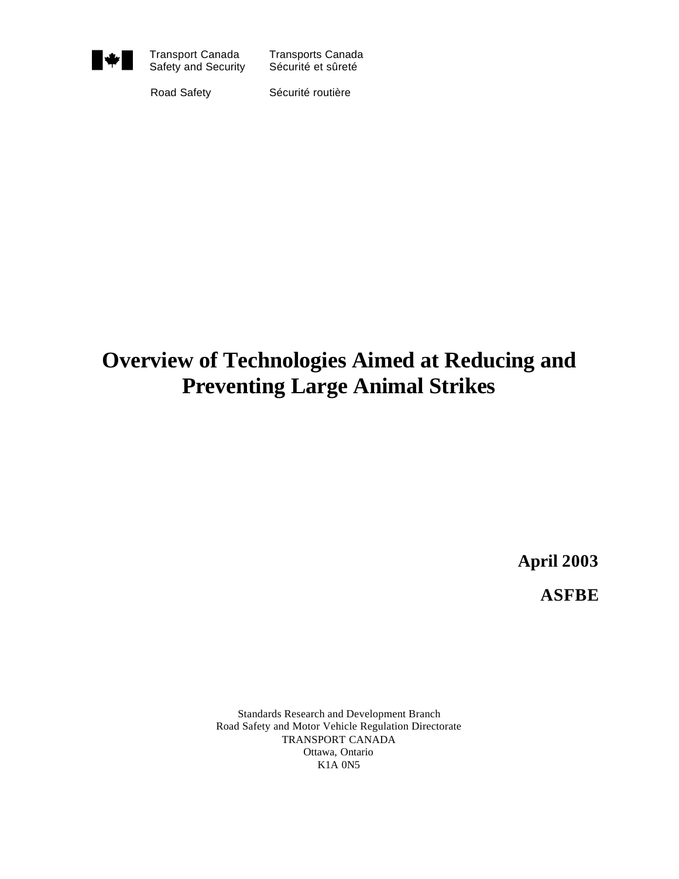Transport Canada Safety and Security | Transports Canada Sécurité et sûreté

Road Safety | Sécurité routière

# Overview of Technologies Aimed at Reducing and Preventing Large Animal Strikes

**April 2003**

**ASFBE**

Standards Research and Development Branch
Road Safety and Motor Vehicle Regulation Directorate
TRANSPORT CANADA
Ottawa, Ontario
K1A 0N5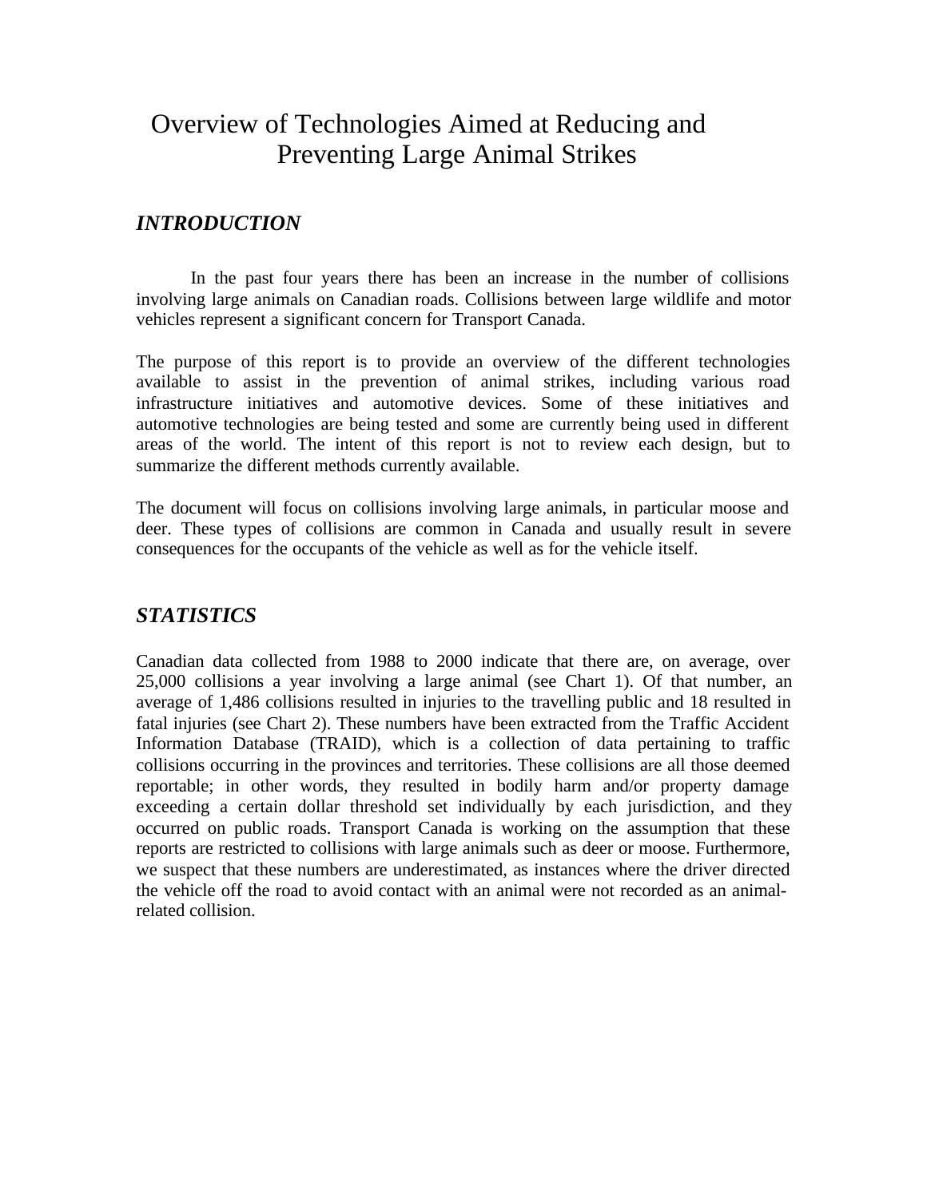# Overview of Technologies Aimed at Reducing and Preventing Large Animal Strikes

## *INTRODUCTION*

In the past four years there has been an increase in the number of collisions involving large animals on Canadian roads. Collisions between large wildlife and motor vehicles represent a significant concern for Transport Canada.

The purpose of this report is to provide an overview of the different technologies available to assist in the prevention of animal strikes, including various road infrastructure initiatives and automotive devices. Some of these initiatives and automotive technologies are being tested and some are currently being used in different areas of the world. The intent of this report is not to review each design, but to summarize the different methods currently available.

The document will focus on collisions involving large animals, in particular moose and deer. These types of collisions are common in Canada and usually result in severe consequences for the occupants of the vehicle as well as for the vehicle itself.

## *STATISTICS*

Canadian data collected from 1988 to 2000 indicate that there are, on average, over 25,000 collisions a year involving a large animal (see Chart 1). Of that number, an average of 1,486 collisions resulted in injuries to the travelling public and 18 resulted in fatal injuries (see Chart 2). These numbers have been extracted from the Traffic Accident Information Database (TRAID), which is a collection of data pertaining to traffic collisions occurring in the provinces and territories. These collisions are all those deemed reportable; in other words, they resulted in bodily harm and/or property damage exceeding a certain dollar threshold set individually by each jurisdiction, and they occurred on public roads. Transport Canada is working on the assumption that these reports are restricted to collisions with large animals such as deer or moose. Furthermore, we suspect that these numbers are underestimated, as instances where the driver directed the vehicle off the road to avoid contact with an animal were not recorded as an animal-related collision.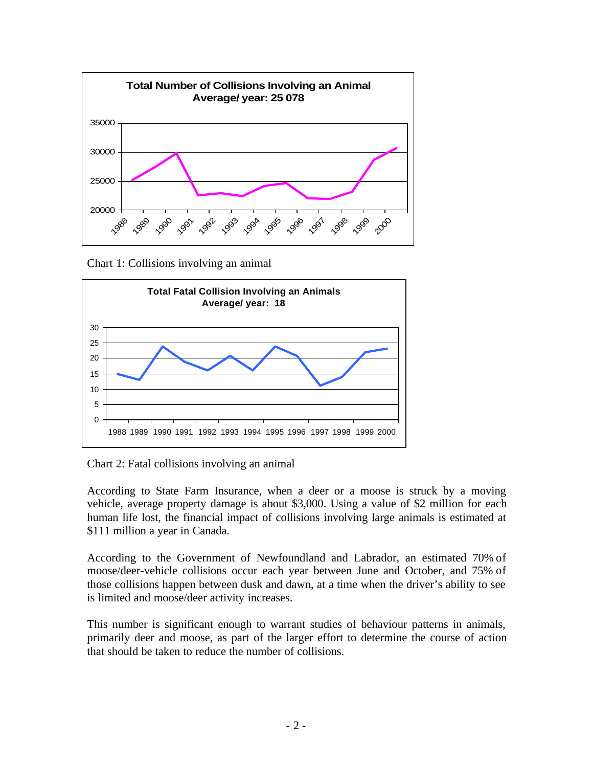Chart 1: Collisions involving an animal

Chart 2: Fatal collisions involving an animal

According to State Farm Insurance, when a deer or a moose is struck by a moving vehicle, average property damage is about $3,000. Using a value of $2 million for each human life lost, the financial impact of collisions involving large animals is estimated at $111 million a year in Canada.

According to the Government of Newfoundland and Labrador, an estimated 70% of moose/deer-vehicle collisions occur each year between June and October, and 75% of those collisions happen between dusk and dawn, at a time when the driver's ability to see is limited and moose/deer activity increases.

This number is significant enough to warrant studies of behaviour patterns in animals, primarily deer and moose, as part of the larger effort to determine the course of action that should be taken to reduce the number of collisions.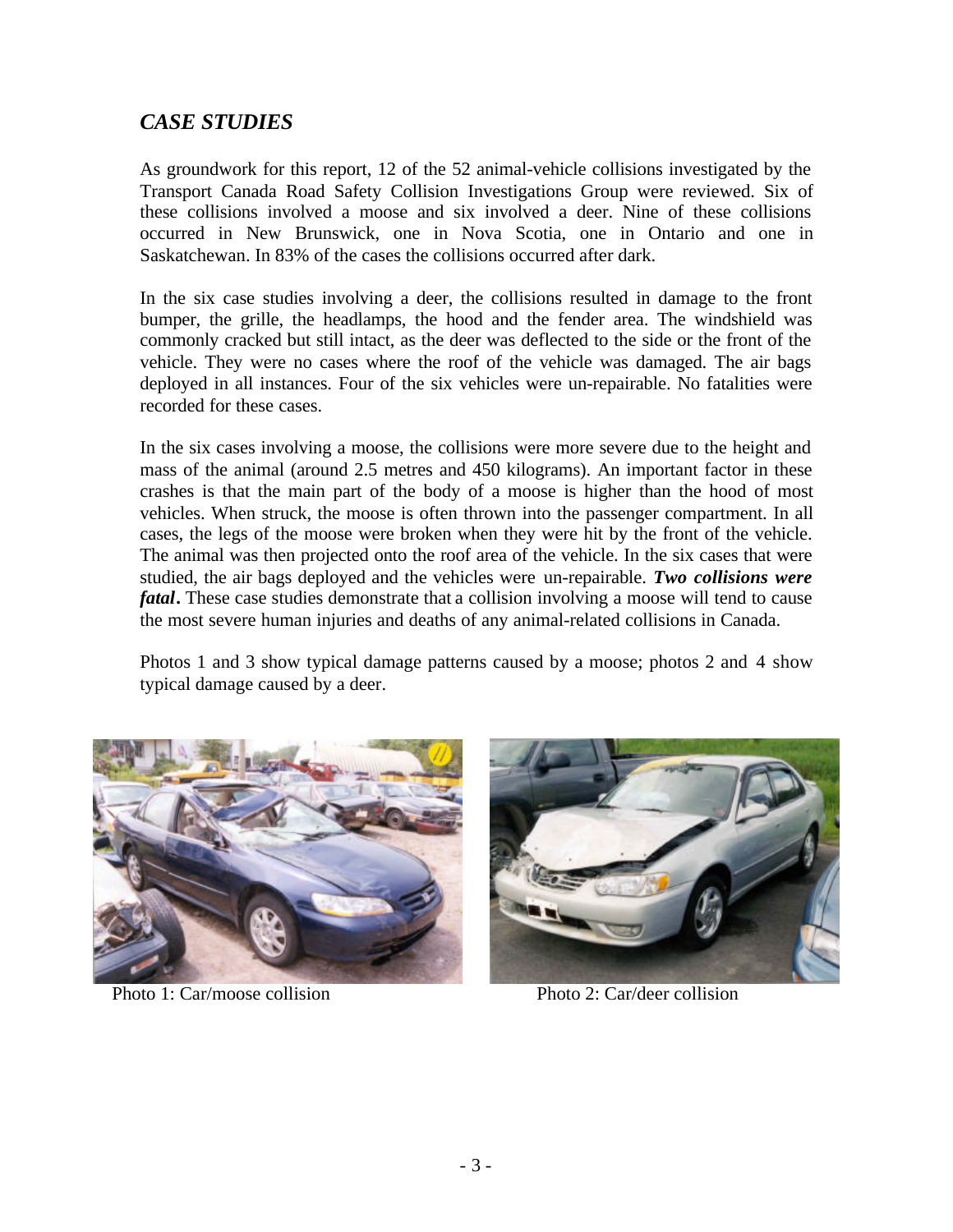## *CASE STUDIES*

As groundwork for this report, 12 of the 52 animal-vehicle collisions investigated by the Transport Canada Road Safety Collision Investigations Group were reviewed. Six of these collisions involved a moose and six involved a deer. Nine of these collisions occurred in New Brunswick, one in Nova Scotia, one in Ontario and one in Saskatchewan. In 83% of the cases the collisions occurred after dark.

In the six case studies involving a deer, the collisions resulted in damage to the front bumper, the grille, the headlamps, the hood and the fender area. The windshield was commonly cracked but still intact, as the deer was deflected to the side or the front of the vehicle. They were no cases where the roof of the vehicle was damaged. The air bags deployed in all instances. Four of the six vehicles were un-repairable. No fatalities were recorded for these cases.

In the six cases involving a moose, the collisions were more severe due to the height and mass of the animal (around 2.5 metres and 450 kilograms). An important factor in these crashes is that the main part of the body of a moose is higher than the hood of most vehicles. When struck, the moose is often thrown into the passenger compartment. In all cases, the legs of the moose were broken when they were hit by the front of the vehicle. The animal was then projected onto the roof area of the vehicle. In the six cases that were studied, the air bags deployed and the vehicles were un-repairable. ***Two collisions were fatal*.** These case studies demonstrate that a collision involving a moose will tend to cause the most severe human injuries and deaths of any animal-related collisions in Canada.

Photos 1 and 3 show typical damage patterns caused by a moose; photos 2 and 4 show typical damage caused by a deer.

Photo 1: Car/moose collision

Photo 2: Car/deer collision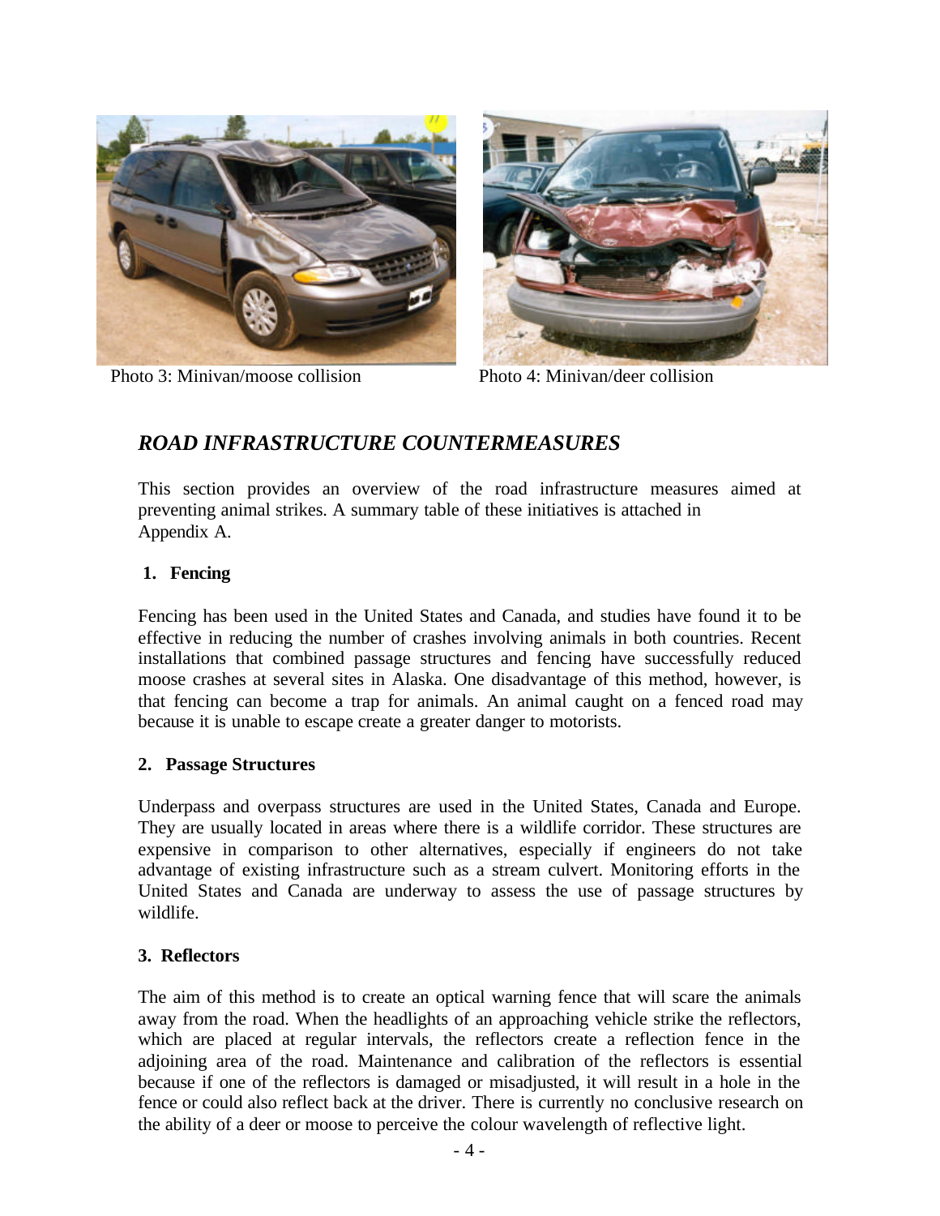Photo 3: Minivan/moose collision

Photo 4: Minivan/deer collision

## *ROAD INFRASTRUCTURE COUNTERMEASURES*

This section provides an overview of the road infrastructure measures aimed at preventing animal strikes. A summary table of these initiatives is attached in Appendix A.

### 1. Fencing

Fencing has been used in the United States and Canada, and studies have found it to be effective in reducing the number of crashes involving animals in both countries. Recent installations that combined passage structures and fencing have successfully reduced moose crashes at several sites in Alaska. One disadvantage of this method, however, is that fencing can become a trap for animals. An animal caught on a fenced road may because it is unable to escape create a greater danger to motorists.

### 2. Passage Structures

Underpass and overpass structures are used in the United States, Canada and Europe. They are usually located in areas where there is a wildlife corridor. These structures are expensive in comparison to other alternatives, especially if engineers do not take advantage of existing infrastructure such as a stream culvert. Monitoring efforts in the United States and Canada are underway to assess the use of passage structures by wildlife.

### 3. Reflectors

The aim of this method is to create an optical warning fence that will scare the animals away from the road. When the headlights of an approaching vehicle strike the reflectors, which are placed at regular intervals, the reflectors create a reflection fence in the adjoining area of the road. Maintenance and calibration of the reflectors is essential because if one of the reflectors is damaged or misadjusted, it will result in a hole in the fence or could also reflect back at the driver. There is currently no conclusive research on the ability of a deer or moose to perceive the colour wavelength of reflective light.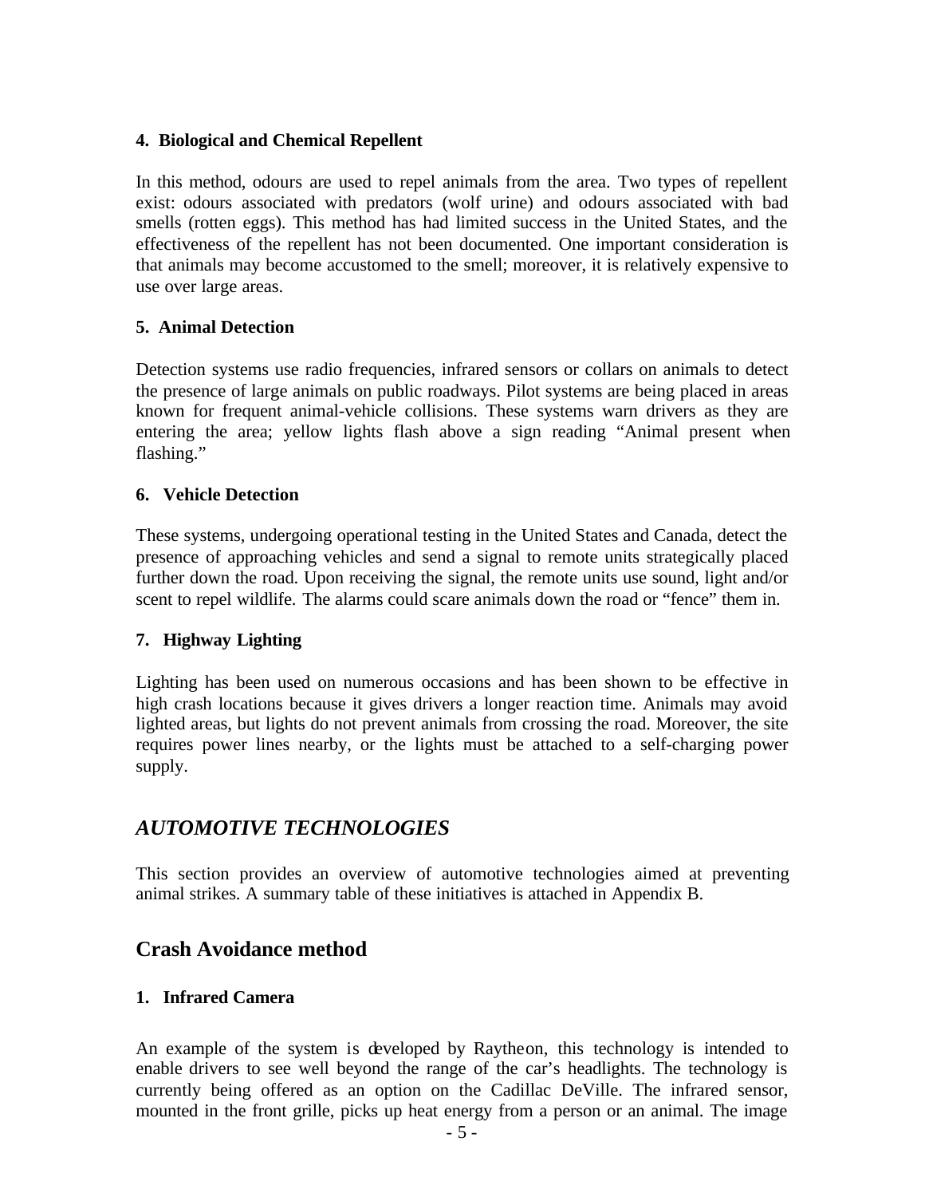#### 4. Biological and Chemical Repellent

In this method, odours are used to repel animals from the area. Two types of repellent exist: odours associated with predators (wolf urine) and odours associated with bad smells (rotten eggs). This method has had limited success in the United States, and the effectiveness of the repellent has not been documented. One important consideration is that animals may become accustomed to the smell; moreover, it is relatively expensive to use over large areas.

#### 5. Animal Detection

Detection systems use radio frequencies, infrared sensors or collars on animals to detect the presence of large animals on public roadways. Pilot systems are being placed in areas known for frequent animal-vehicle collisions. These systems warn drivers as they are entering the area; yellow lights flash above a sign reading "Animal present when flashing."

#### 6. Vehicle Detection

These systems, undergoing operational testing in the United States and Canada, detect the presence of approaching vehicles and send a signal to remote units strategically placed further down the road. Upon receiving the signal, the remote units use sound, light and/or scent to repel wildlife. The alarms could scare animals down the road or "fence" them in.

#### 7. Highway Lighting

Lighting has been used on numerous occasions and has been shown to be effective in high crash locations because it gives drivers a longer reaction time. Animals may avoid lighted areas, but lights do not prevent animals from crossing the road. Moreover, the site requires power lines nearby, or the lights must be attached to a self-charging power supply.

## *AUTOMOTIVE TECHNOLOGIES*

This section provides an overview of automotive technologies aimed at preventing animal strikes. A summary table of these initiatives is attached in Appendix B.

## Crash Avoidance method

#### 1. Infrared Camera

An example of the system is developed by Raytheon, this technology is intended to enable drivers to see well beyond the range of the car's headlights. The technology is currently being offered as an option on the Cadillac DeVille. The infrared sensor, mounted in the front grille, picks up heat energy from a person or an animal. The image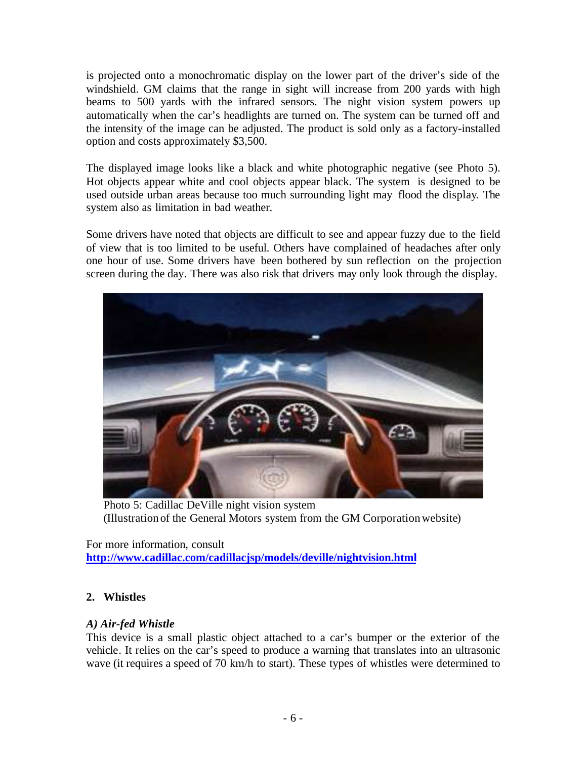is projected onto a monochromatic display on the lower part of the driver's side of the windshield. GM claims that the range in sight will increase from 200 yards with high beams to 500 yards with the infrared sensors. The night vision system powers up automatically when the car's headlights are turned on. The system can be turned off and the intensity of the image can be adjusted. The product is sold only as a factory-installed option and costs approximately $3,500.

The displayed image looks like a black and white photographic negative (see Photo 5). Hot objects appear white and cool objects appear black. The system is designed to be used outside urban areas because too much surrounding light may flood the display. The system also as limitation in bad weather.

Some drivers have noted that objects are difficult to see and appear fuzzy due to the field of view that is too limited to be useful. Others have complained of headaches after only one hour of use. Some drivers have been bothered by sun reflection on the projection screen during the day. There was also risk that drivers may only look through the display.

Photo 5: Cadillac DeVille night vision system
(Illustration of the General Motors system from the GM Corporation website)

For more information, consult
**http://www.cadillac.com/cadillacjsp/models/deville/nightvision.html**

## 2. Whistles

### *A) Air-fed Whistle*

This device is a small plastic object attached to a car's bumper or the exterior of the vehicle. It relies on the car's speed to produce a warning that translates into an ultrasonic wave (it requires a speed of 70 km/h to start). These types of whistles were determined to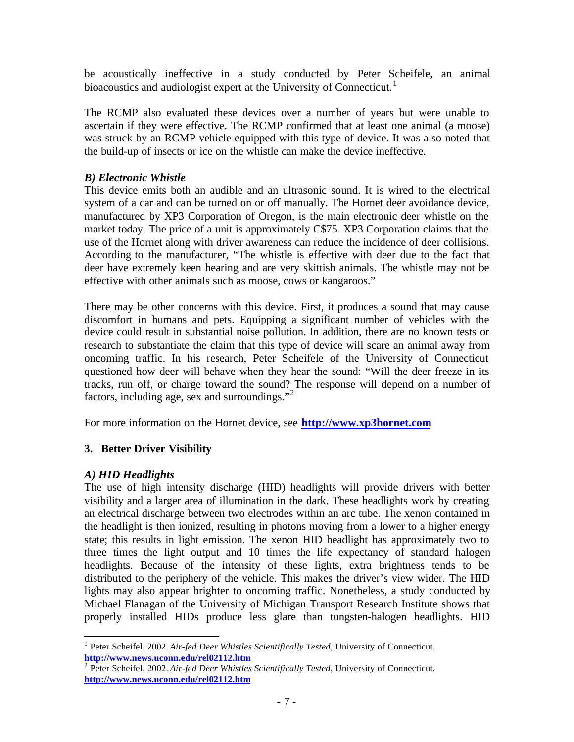be acoustically ineffective in a study conducted by Peter Scheifele, an animal bioacoustics and audiologist expert at the University of Connecticut.[1]

The RCMP also evaluated these devices over a number of years but were unable to ascertain if they were effective. The RCMP confirmed that at least one animal (a moose) was struck by an RCMP vehicle equipped with this type of device. It was also noted that the build-up of insects or ice on the whistle can make the device ineffective.

### *B) Electronic Whistle*

This device emits both an audible and an ultrasonic sound. It is wired to the electrical system of a car and can be turned on or off manually. The Hornet deer avoidance device, manufactured by XP3 Corporation of Oregon, is the main electronic deer whistle on the market today. The price of a unit is approximately C$75. XP3 Corporation claims that the use of the Hornet along with driver awareness can reduce the incidence of deer collisions. According to the manufacturer, "The whistle is effective with deer due to the fact that deer have extremely keen hearing and are very skittish animals. The whistle may not be effective with other animals such as moose, cows or kangaroos."

There may be other concerns with this device. First, it produces a sound that may cause discomfort in humans and pets. Equipping a significant number of vehicles with the device could result in substantial noise pollution. In addition, there are no known tests or research to substantiate the claim that this type of device will scare an animal away from oncoming traffic. In his research, Peter Scheifele of the University of Connecticut questioned how deer will behave when they hear the sound: "Will the deer freeze in its tracks, run off, or charge toward the sound? The response will depend on a number of factors, including age, sex and surroundings."[2]

For more information on the Hornet device, see **http://www.xp3hornet.com**

## 3. Better Driver Visibility

### *A) HID Headlights*

The use of high intensity discharge (HID) headlights will provide drivers with better visibility and a larger area of illumination in the dark. These headlights work by creating an electrical discharge between two electrodes within an arc tube. The xenon contained in the headlight is then ionized, resulting in photons moving from a lower to a higher energy state; this results in light emission. The xenon HID headlight has approximately two to three times the light output and 10 times the life expectancy of standard halogen headlights. Because of the intensity of these lights, extra brightness tends to be distributed to the periphery of the vehicle. This makes the driver's view wider. The HID lights may also appear brighter to oncoming traffic. Nonetheless, a study conducted by Michael Flanagan of the University of Michigan Transport Research Institute shows that properly installed HIDs produce less glare than tungsten-halogen headlights. HID

---

[1] Peter Scheifel. 2002. *Air-fed Deer Whistles Scientifically Tested*, University of Connecticut. **http://www.news.uconn.edu/rel02112.htm**

[2] Peter Scheifel. 2002. *Air-fed Deer Whistles Scientifically Tested*, University of Connecticut. **http://www.news.uconn.edu/rel02112.htm**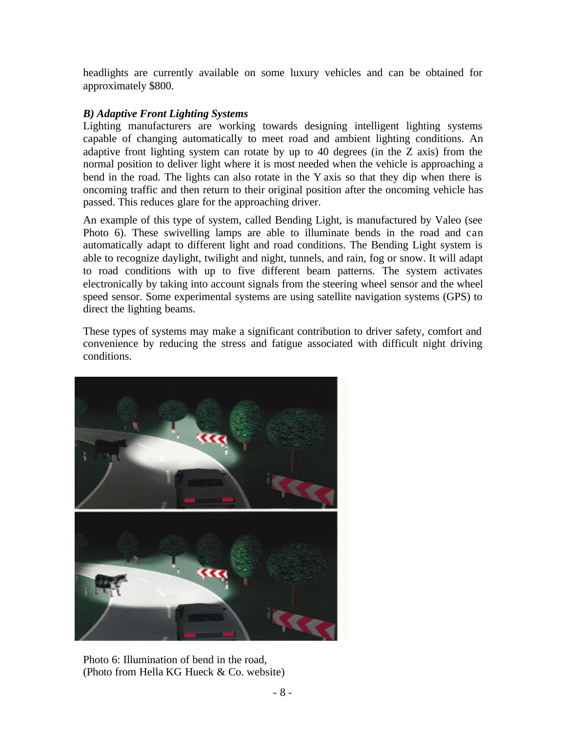headlights are currently available on some luxury vehicles and can be obtained for approximately $800.

### *B) Adaptive Front Lighting Systems*

Lighting manufacturers are working towards designing intelligent lighting systems capable of changing automatically to meet road and ambient lighting conditions. An adaptive front lighting system can rotate by up to 40 degrees (in the Z axis) from the normal position to deliver light where it is most needed when the vehicle is approaching a bend in the road. The lights can also rotate in the Y axis so that they dip when there is oncoming traffic and then return to their original position after the oncoming vehicle has passed. This reduces glare for the approaching driver.

An example of this type of system, called Bending Light, is manufactured by Valeo (see Photo 6). These swivelling lamps are able to illuminate bends in the road and can automatically adapt to different light and road conditions. The Bending Light system is able to recognize daylight, twilight and night, tunnels, and rain, fog or snow. It will adapt to road conditions with up to five different beam patterns. The system activates electronically by taking into account signals from the steering wheel sensor and the wheel speed sensor. Some experimental systems are using satellite navigation systems (GPS) to direct the lighting beams.

These types of systems may make a significant contribution to driver safety, comfort and convenience by reducing the stress and fatigue associated with difficult night driving conditions.

Photo 6: Illumination of bend in the road,
(Photo from Hella KG Hueck & Co. website)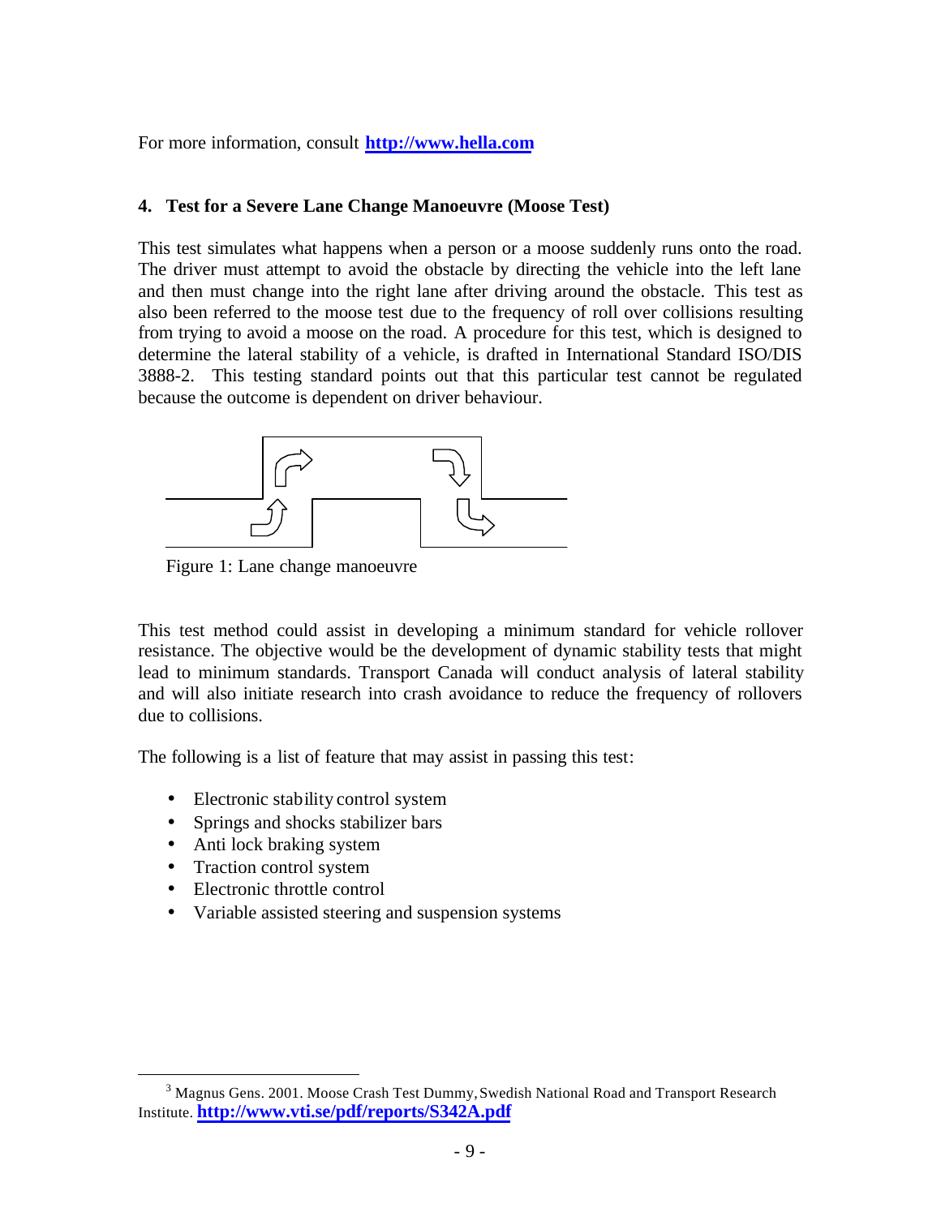For more information, consult **http://www.hella.com**

### 4. Test for a Severe Lane Change Manoeuvre (Moose Test)

This test simulates what happens when a person or a moose suddenly runs onto the road. The driver must attempt to avoid the obstacle by directing the vehicle into the left lane and then must change into the right lane after driving around the obstacle. This test as also been referred to the moose test due to the frequency of roll over collisions resulting from trying to avoid a moose on the road. A procedure for this test, which is designed to determine the lateral stability of a vehicle, is drafted in International Standard ISO/DIS 3888-2. This testing standard points out that this particular test cannot be regulated because the outcome is dependent on driver behaviour.

Figure 1: Lane change manoeuvre

This test method could assist in developing a minimum standard for vehicle rollover resistance. The objective would be the development of dynamic stability tests that might lead to minimum standards. Transport Canada will conduct analysis of lateral stability and will also initiate research into crash avoidance to reduce the frequency of rollovers due to collisions.

The following is a list of feature that may assist in passing this test:

- Electronic stability control system
- Springs and shocks stabilizer bars
- Anti lock braking system
- Traction control system
- Electronic throttle control
- Variable assisted steering and suspension systems

[3] Magnus Gens. 2001. Moose Crash Test Dummy, Swedish National Road and Transport Research Institute. **http://www.vti.se/pdf/reports/S342A.pdf**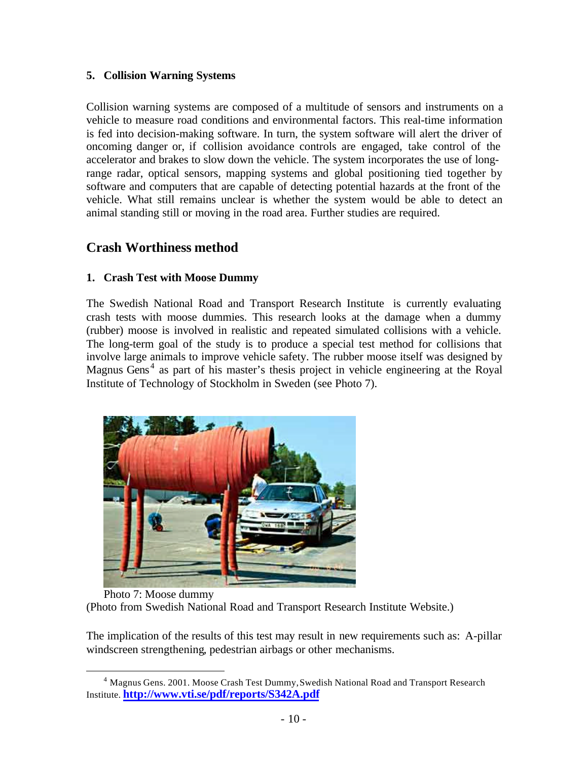### 5. Collision Warning Systems

Collision warning systems are composed of a multitude of sensors and instruments on a vehicle to measure road conditions and environmental factors. This real-time information is fed into decision-making software. In turn, the system software will alert the driver of oncoming danger or, if collision avoidance controls are engaged, take control of the accelerator and brakes to slow down the vehicle. The system incorporates the use of long-range radar, optical sensors, mapping systems and global positioning tied together by software and computers that are capable of detecting potential hazards at the front of the vehicle. What still remains unclear is whether the system would be able to detect an animal standing still or moving in the road area. Further studies are required.

## Crash Worthiness method

### 1. Crash Test with Moose Dummy

The Swedish National Road and Transport Research Institute is currently evaluating crash tests with moose dummies. This research looks at the damage when a dummy (rubber) moose is involved in realistic and repeated simulated collisions with a vehicle. The long-term goal of the study is to produce a special test method for collisions that involve large animals to improve vehicle safety. The rubber moose itself was designed by Magnus Gens[4] as part of his master's thesis project in vehicle engineering at the Royal Institute of Technology of Stockholm in Sweden (see Photo 7).

Photo 7: Moose dummy
(Photo from Swedish National Road and Transport Research Institute Website.)

The implication of the results of this test may result in new requirements such as: A-pillar windscreen strengthening, pedestrian airbags or other mechanisms.

---

[4] Magnus Gens. 2001. Moose Crash Test Dummy, Swedish National Road and Transport Research Institute. **http://www.vti.se/pdf/reports/S342A.pdf**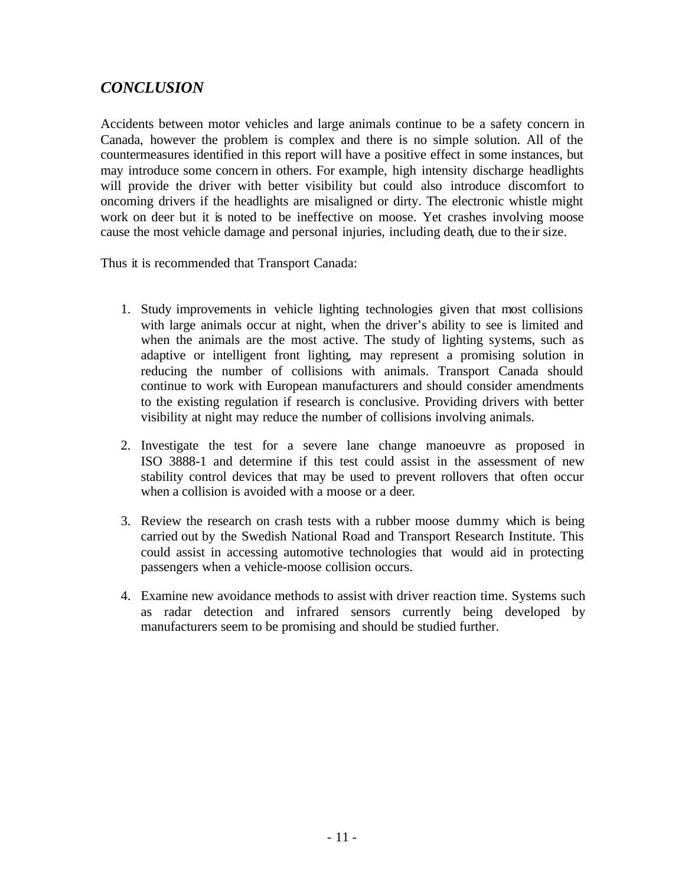## *CONCLUSION*

Accidents between motor vehicles and large animals continue to be a safety concern in Canada, however the problem is complex and there is no simple solution. All of the countermeasures identified in this report will have a positive effect in some instances, but may introduce some concern in others. For example, high intensity discharge headlights will provide the driver with better visibility but could also introduce discomfort to oncoming drivers if the headlights are misaligned or dirty. The electronic whistle might work on deer but it is noted to be ineffective on moose. Yet crashes involving moose cause the most vehicle damage and personal injuries, including death, due to their size.

Thus it is recommended that Transport Canada:

1. Study improvements in vehicle lighting technologies given that most collisions with large animals occur at night, when the driver's ability to see is limited and when the animals are the most active. The study of lighting systems, such as adaptive or intelligent front lighting, may represent a promising solution in reducing the number of collisions with animals. Transport Canada should continue to work with European manufacturers and should consider amendments to the existing regulation if research is conclusive. Providing drivers with better visibility at night may reduce the number of collisions involving animals.

2. Investigate the test for a severe lane change manoeuvre as proposed in ISO 3888-1 and determine if this test could assist in the assessment of new stability control devices that may be used to prevent rollovers that often occur when a collision is avoided with a moose or a deer.

3. Review the research on crash tests with a rubber moose dummy which is being carried out by the Swedish National Road and Transport Research Institute. This could assist in accessing automotive technologies that would aid in protecting passengers when a vehicle-moose collision occurs.

4. Examine new avoidance methods to assist with driver reaction time. Systems such as radar detection and infrared sensors currently being developed by manufacturers seem to be promising and should be studied further.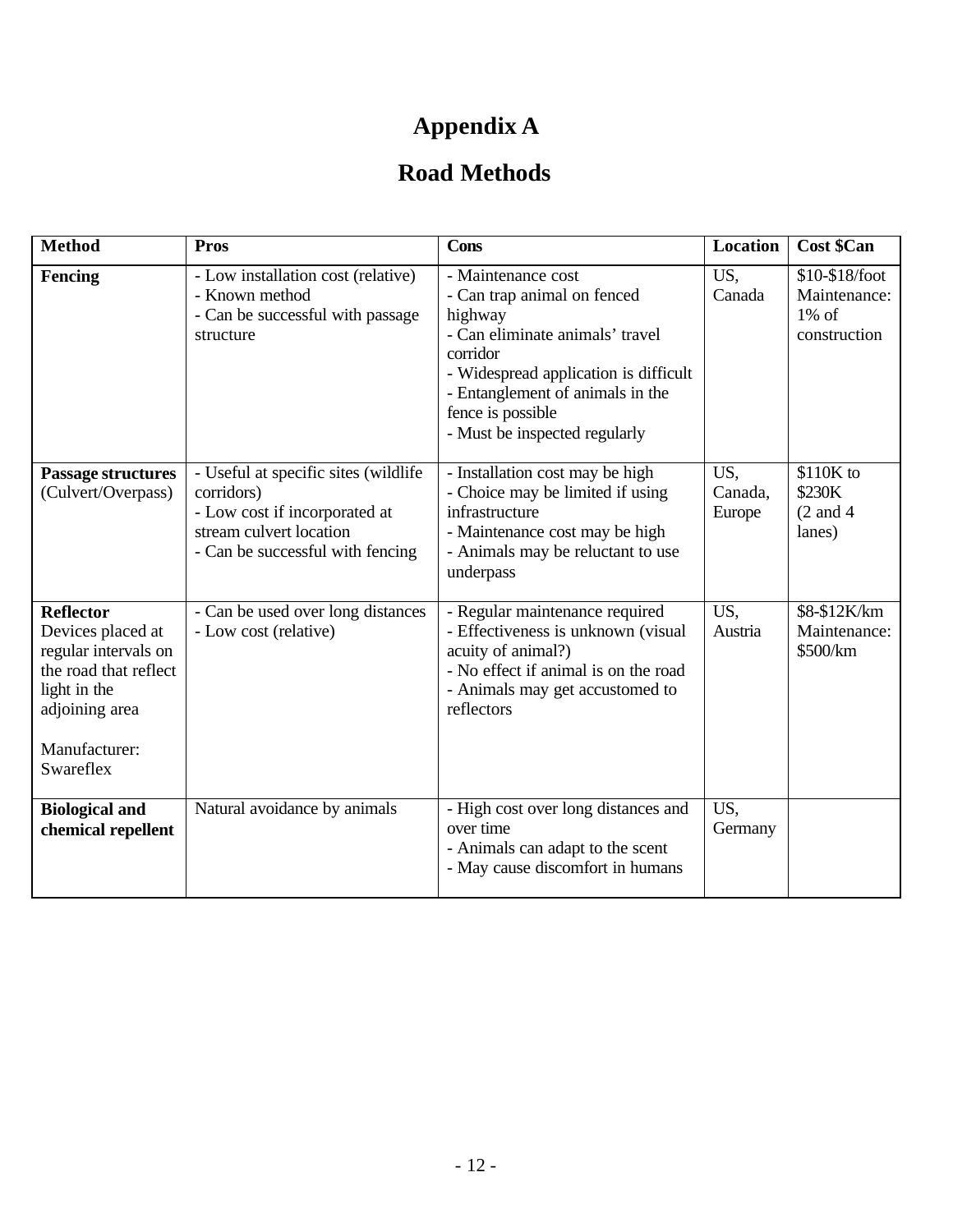# Appendix A

## Road Methods

| Method | Pros | Cons | Location | Cost $Can |
|---|---|---|---|---|
| **Fencing** | - Low installation cost (relative)<br>- Known method<br>- Can be successful with passage structure | - Maintenance cost<br>- Can trap animal on fenced highway<br>- Can eliminate animals' travel corridor<br>- Widespread application is difficult<br>- Entanglement of animals in the fence is possible<br>- Must be inspected regularly | US, Canada | $10-$18/foot<br>Maintenance: 1% of construction |
| **Passage structures** (Culvert/Overpass) | - Useful at specific sites (wildlife corridors)<br>- Low cost if incorporated at stream culvert location<br>- Can be successful with fencing | - Installation cost may be high<br>- Choice may be limited if using infrastructure<br>- Maintenance cost may be high<br>- Animals may be reluctant to use underpass | US, Canada, Europe | $110K to $230K (2 and 4 lanes) |
| **Reflector**<br>Devices placed at regular intervals on the road that reflect light in the adjoining area<br><br>Manufacturer: Swareflex | - Can be used over long distances<br>- Low cost (relative) | - Regular maintenance required<br>- Effectiveness is unknown (visual acuity of animal?)<br>- No effect if animal is on the road<br>- Animals may get accustomed to reflectors | US, Austria | $8-$12K/km<br>Maintenance: $500/km |
| **Biological and chemical repellent** | Natural avoidance by animals | - High cost over long distances and over time<br>- Animals can adapt to the scent<br>- May cause discomfort in humans | US, Germany | |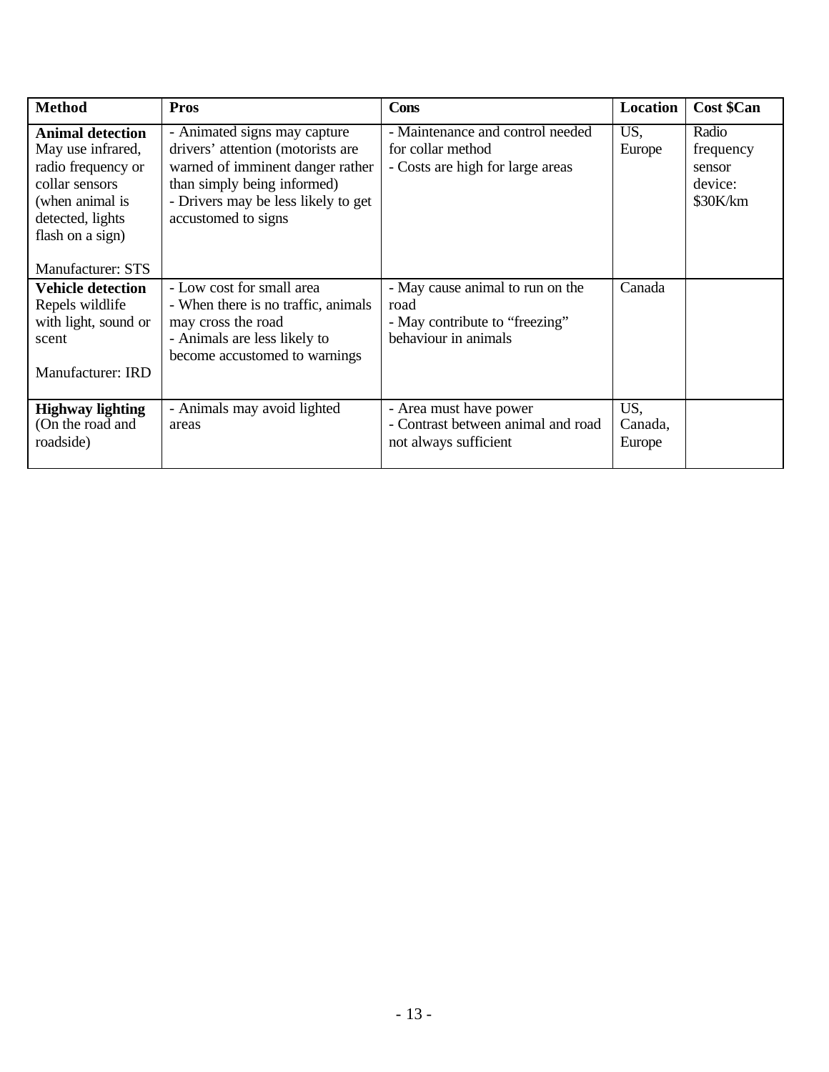| Method | Pros | Cons | Location | Cost $Can |
|---|---|---|---|---|
| **Animal detection** May use infrared, radio frequency or collar sensors (when animal is detected, lights flash on a sign)<br><br>Manufacturer: STS | - Animated signs may capture drivers' attention (motorists are warned of imminent danger rather than simply being informed)<br>- Drivers may be less likely to get accustomed to signs | - Maintenance and control needed for collar method<br>- Costs are high for large areas | US, Europe | Radio frequency sensor device: $30K/km |
| **Vehicle detection** Repels wildlife with light, sound or scent<br><br>Manufacturer: IRD | - Low cost for small area<br>- When there is no traffic, animals may cross the road<br>- Animals are less likely to become accustomed to warnings | - May cause animal to run on the road<br>- May contribute to "freezing" behaviour in animals | Canada | |
| **Highway lighting** (On the road and roadside) | - Animals may avoid lighted areas | - Area must have power<br>- Contrast between animal and road not always sufficient | US, Canada, Europe | |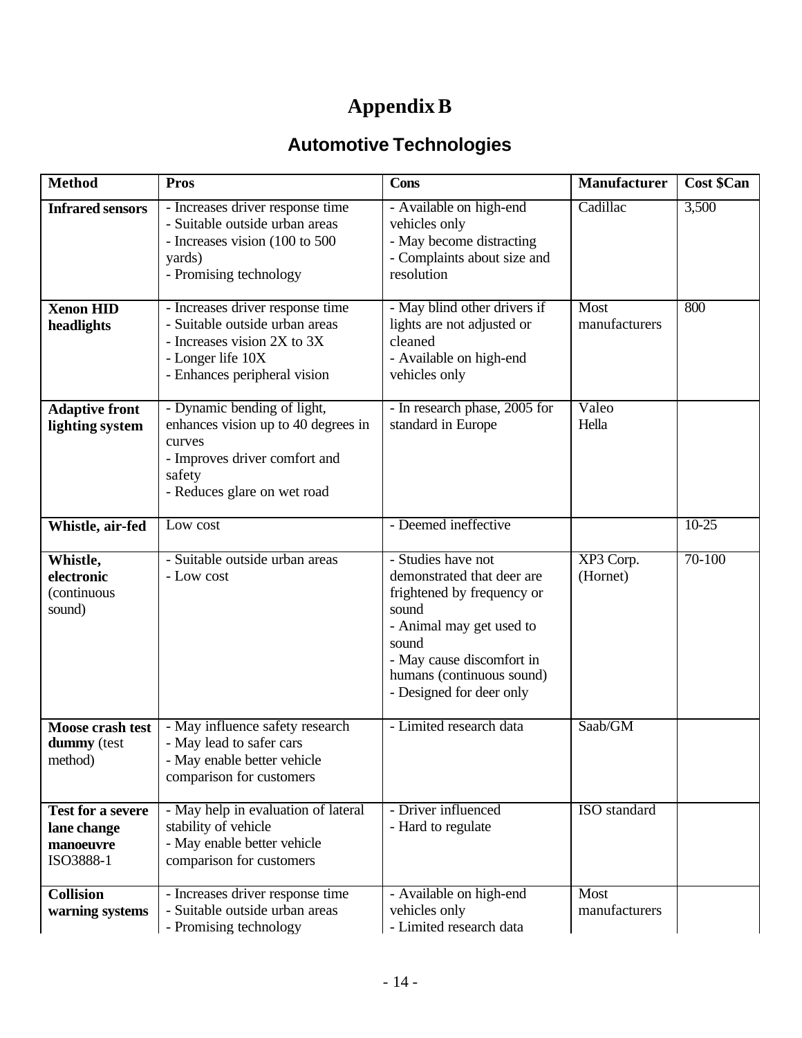# Appendix B

## Automotive Technologies

| Method | Pros | Cons | Manufacturer | Cost $Can |
|---|---|---|---|---|
| **Infrared sensors** | - Increases driver response time<br>- Suitable outside urban areas<br>- Increases vision (100 to 500 yards)<br>- Promising technology | - Available on high-end vehicles only<br>- May become distracting<br>- Complaints about size and resolution | Cadillac | 3,500 |
| **Xenon HID headlights** | - Increases driver response time<br>- Suitable outside urban areas<br>- Increases vision 2X to 3X<br>- Longer life 10X<br>- Enhances peripheral vision | - May blind other drivers if lights are not adjusted or cleaned<br>- Available on high-end vehicles only | Most manufacturers | 800 |
| **Adaptive front lighting system** | - Dynamic bending of light, enhances vision up to 40 degrees in curves<br>- Improves driver comfort and safety<br>- Reduces glare on wet road | - In research phase, 2005 for standard in Europe | Valeo<br>Hella | |
| **Whistle, air-fed** | Low cost | - Deemed ineffective | | 10-25 |
| **Whistle, electronic** (continuous sound) | - Suitable outside urban areas<br>- Low cost | - Studies have not demonstrated that deer are frightened by frequency or sound<br>- Animal may get used to sound<br>- May cause discomfort in humans (continuous sound)<br>- Designed for deer only | XP3 Corp. (Hornet) | 70-100 |
| **Moose crash test dummy** (test method) | - May influence safety research<br>- May lead to safer cars<br>- May enable better vehicle comparison for customers | - Limited research data | Saab/GM | |
| **Test for a severe lane change manoeuvre** ISO3888-1 | - May help in evaluation of lateral stability of vehicle<br>- May enable better vehicle comparison for customers | - Driver influenced<br>- Hard to regulate | ISO standard | |
| **Collision warning systems** | - Increases driver response time<br>- Suitable outside urban areas<br>- Promising technology | - Available on high-end vehicles only<br>- Limited research data | Most manufacturers | |